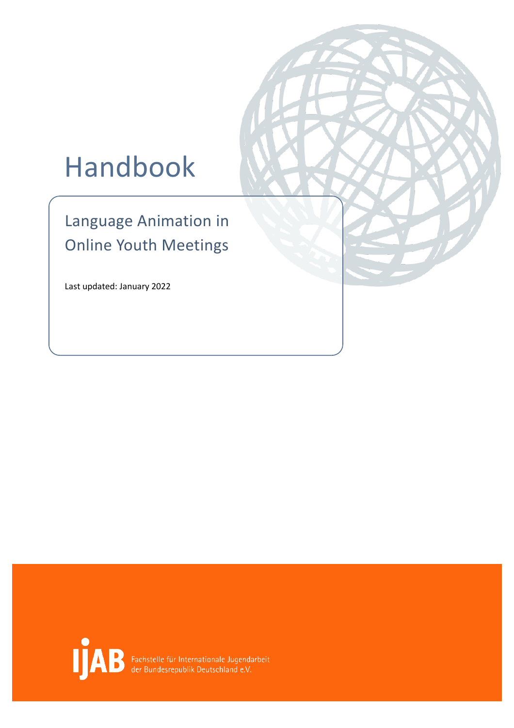# Handbook

## Language Animation in Online Youth Meetings

Last updated: January 2022

IJAB Fachstelle für Internationale Jugendarbeit der Bundesrepublik Deutschland e.V.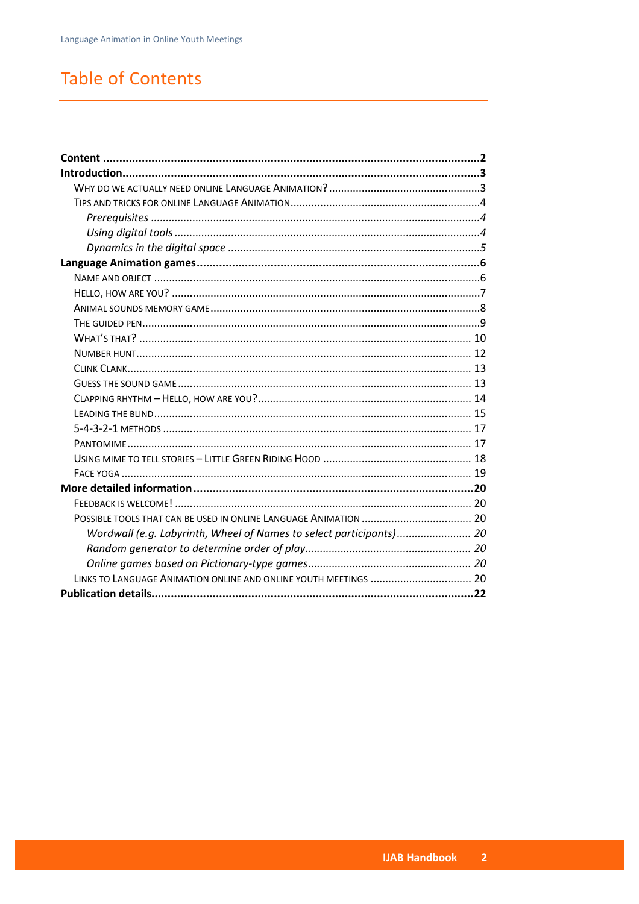# Table of Contents

**Content** .......... **2**

**Introduction** .......... **3**

- Why do we actually need online Language Animation? .......... 3
- Tips and tricks for online Language Animation .......... 4
  - *Prerequisites* .......... *4*
  - *Using digital tools* .......... *4*
  - *Dynamics in the digital space* .......... *5*

**Language Animation games** .......... **6**

- Name and object .......... 6
- Hello, how are you? .......... 7
- Animal sounds memory game .......... 8
- The guided pen .......... 9
- What's that? .......... 10
- Number hunt .......... 12
- Clink Clank .......... 13
- Guess the sound game .......... 13
- Clapping rhythm – Hello, how are you? .......... 14
- Leading the blind .......... 15
- 5-4-3-2-1 methods .......... 17
- Pantomime .......... 17
- Using mime to tell stories – Little Green Riding Hood .......... 18
- Face yoga .......... 19

**More detailed information** .......... **20**

- Feedback is welcome! .......... 20
- Possible tools that can be used in online Language Animation .......... 20
  - *Wordwall (e.g. Labyrinth, Wheel of Names to select participants)* .......... *20*
  - *Random generator to determine order of play* .......... *20*
  - *Online games based on Pictionary-type games* .......... *20*
- Links to Language Animation online and online youth meetings .......... 20

**Publication details** .......... **22**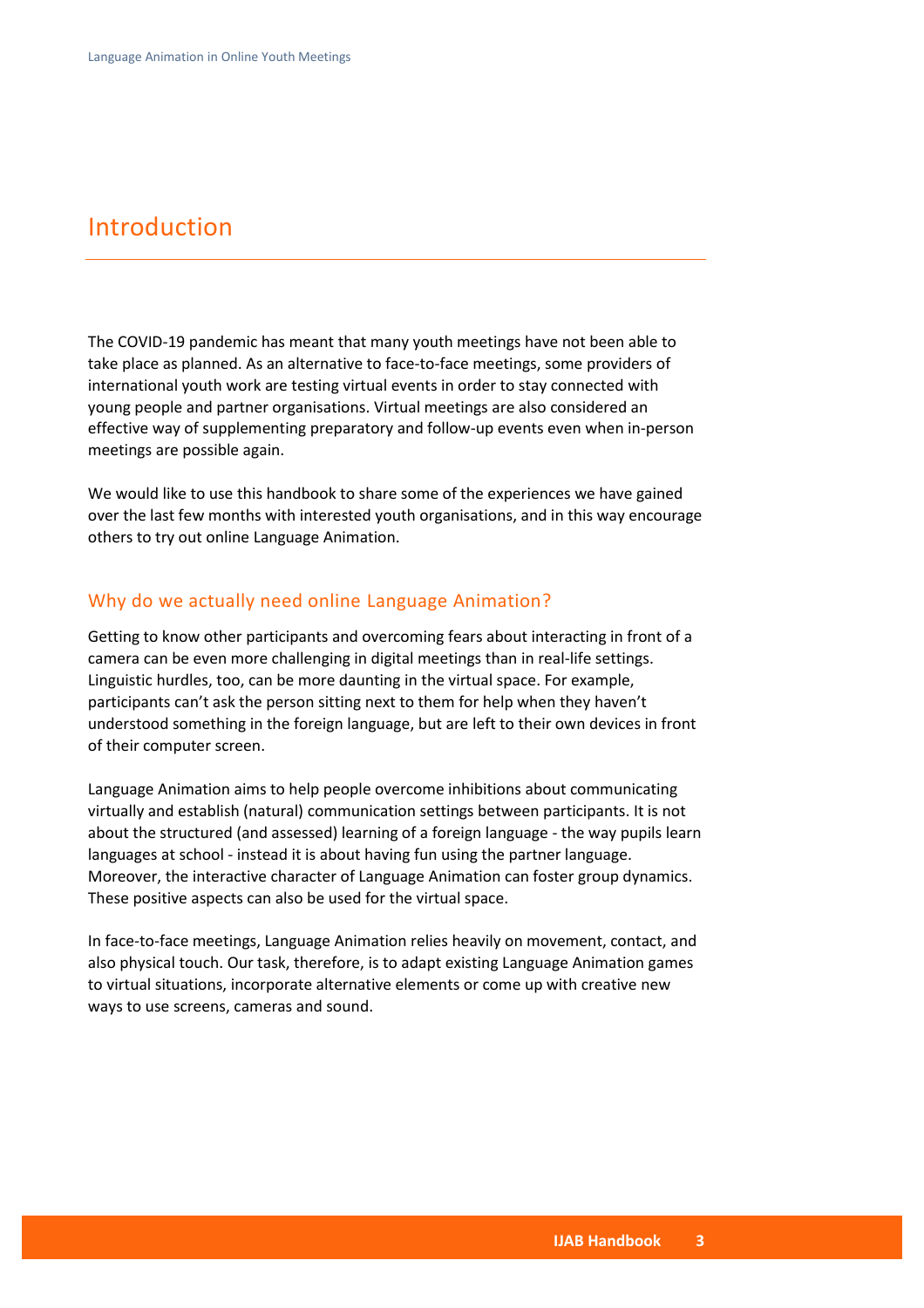# Introduction

The COVID-19 pandemic has meant that many youth meetings have not been able to take place as planned. As an alternative to face-to-face meetings, some providers of international youth work are testing virtual events in order to stay connected with young people and partner organisations. Virtual meetings are also considered an effective way of supplementing preparatory and follow-up events even when in-person meetings are possible again.

We would like to use this handbook to share some of the experiences we have gained over the last few months with interested youth organisations, and in this way encourage others to try out online Language Animation.

## Why do we actually need online Language Animation?

Getting to know other participants and overcoming fears about interacting in front of a camera can be even more challenging in digital meetings than in real-life settings. Linguistic hurdles, too, can be more daunting in the virtual space. For example, participants can't ask the person sitting next to them for help when they haven't understood something in the foreign language, but are left to their own devices in front of their computer screen.

Language Animation aims to help people overcome inhibitions about communicating virtually and establish (natural) communication settings between participants. It is not about the structured (and assessed) learning of a foreign language - the way pupils learn languages at school - instead it is about having fun using the partner language. Moreover, the interactive character of Language Animation can foster group dynamics. These positive aspects can also be used for the virtual space.

In face-to-face meetings, Language Animation relies heavily on movement, contact, and also physical touch. Our task, therefore, is to adapt existing Language Animation games to virtual situations, incorporate alternative elements or come up with creative new ways to use screens, cameras and sound.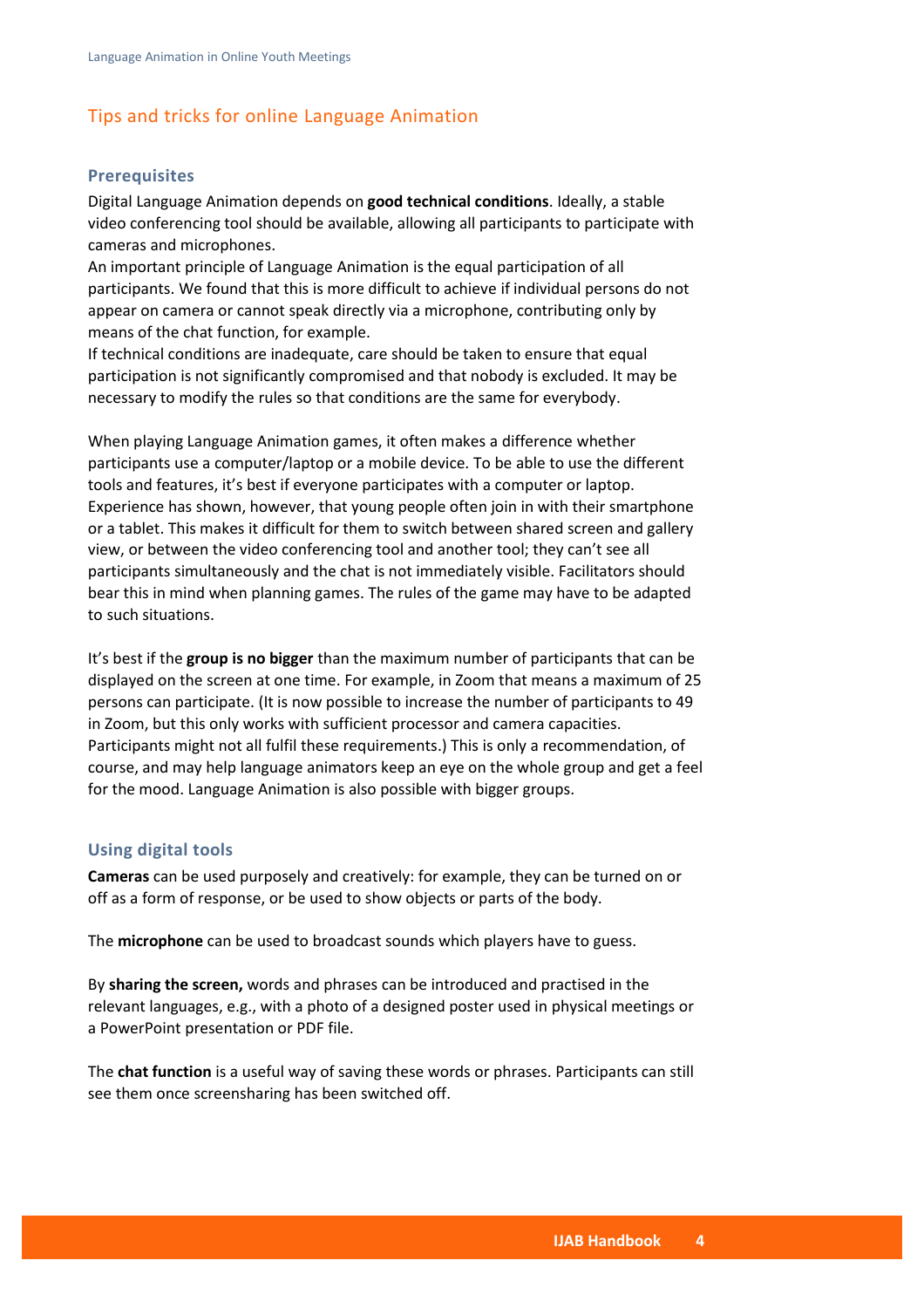## Tips and tricks for online Language Animation

### Prerequisites

Digital Language Animation depends on **good technical conditions**. Ideally, a stable video conferencing tool should be available, allowing all participants to participate with cameras and microphones.
An important principle of Language Animation is the equal participation of all participants. We found that this is more difficult to achieve if individual persons do not appear on camera or cannot speak directly via a microphone, contributing only by means of the chat function, for example.
If technical conditions are inadequate, care should be taken to ensure that equal participation is not significantly compromised and that nobody is excluded. It may be necessary to modify the rules so that conditions are the same for everybody.

When playing Language Animation games, it often makes a difference whether participants use a computer/laptop or a mobile device. To be able to use the different tools and features, it's best if everyone participates with a computer or laptop. Experience has shown, however, that young people often join in with their smartphone or a tablet. This makes it difficult for them to switch between shared screen and gallery view, or between the video conferencing tool and another tool; they can't see all participants simultaneously and the chat is not immediately visible. Facilitators should bear this in mind when planning games. The rules of the game may have to be adapted to such situations.

It's best if the **group is no bigger** than the maximum number of participants that can be displayed on the screen at one time. For example, in Zoom that means a maximum of 25 persons can participate. (It is now possible to increase the number of participants to 49 in Zoom, but this only works with sufficient processor and camera capacities. Participants might not all fulfil these requirements.) This is only a recommendation, of course, and may help language animators keep an eye on the whole group and get a feel for the mood. Language Animation is also possible with bigger groups.

### Using digital tools

**Cameras** can be used purposely and creatively: for example, they can be turned on or off as a form of response, or be used to show objects or parts of the body.

The **microphone** can be used to broadcast sounds which players have to guess.

By **sharing the screen,** words and phrases can be introduced and practised in the relevant languages, e.g., with a photo of a designed poster used in physical meetings or a PowerPoint presentation or PDF file.

The **chat function** is a useful way of saving these words or phrases. Participants can still see them once screensharing has been switched off.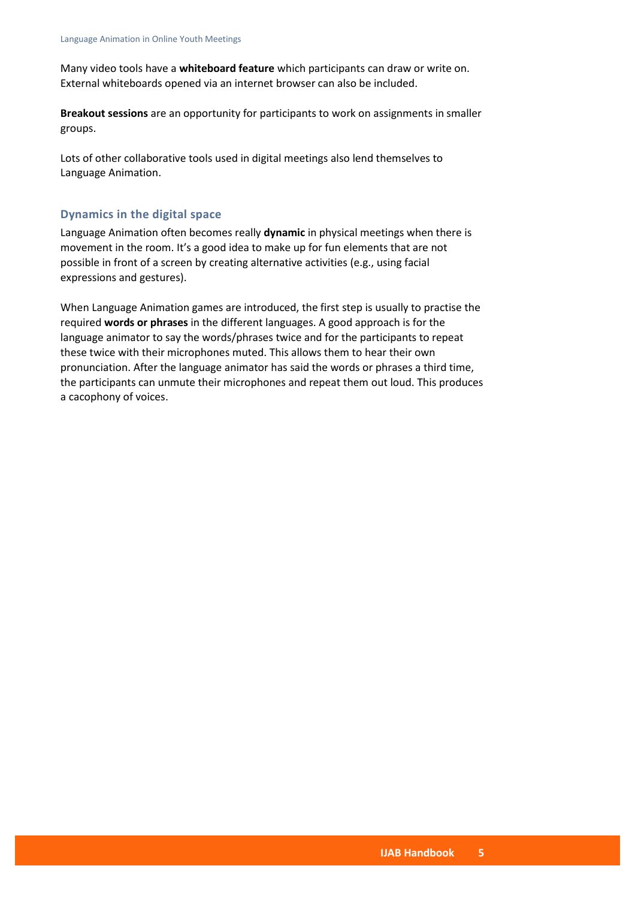Many video tools have a **whiteboard feature** which participants can draw or write on. External whiteboards opened via an internet browser can also be included.

**Breakout sessions** are an opportunity for participants to work on assignments in smaller groups.

Lots of other collaborative tools used in digital meetings also lend themselves to Language Animation.

### Dynamics in the digital space

Language Animation often becomes really **dynamic** in physical meetings when there is movement in the room. It's a good idea to make up for fun elements that are not possible in front of a screen by creating alternative activities (e.g., using facial expressions and gestures).

When Language Animation games are introduced, the first step is usually to practise the required **words or phrases** in the different languages. A good approach is for the language animator to say the words/phrases twice and for the participants to repeat these twice with their microphones muted. This allows them to hear their own pronunciation. After the language animator has said the words or phrases a third time, the participants can unmute their microphones and repeat them out loud. This produces a cacophony of voices.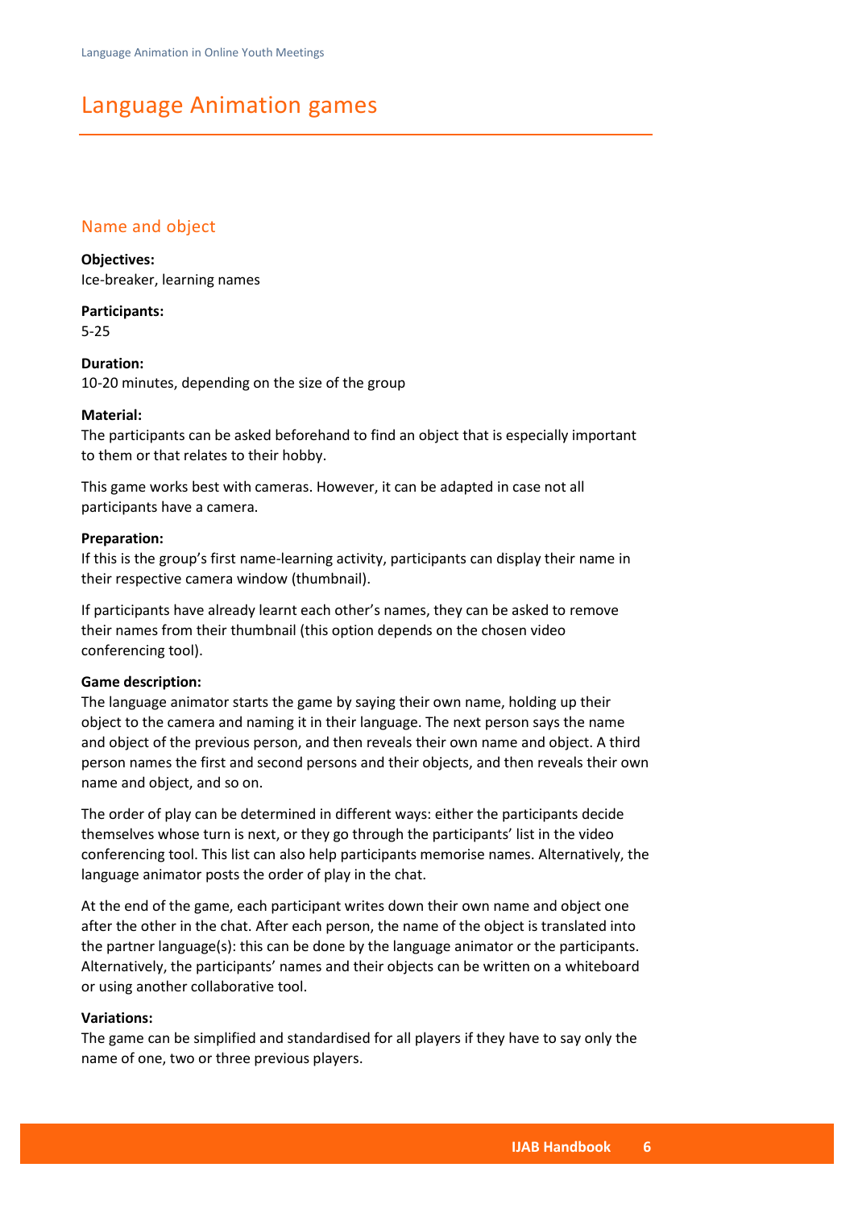# Language Animation games

## Name and object

**Objectives:**
Ice-breaker, learning names

**Participants:**
5-25

**Duration:**
10-20 minutes, depending on the size of the group

**Material:**
The participants can be asked beforehand to find an object that is especially important to them or that relates to their hobby.

This game works best with cameras. However, it can be adapted in case not all participants have a camera.

**Preparation:**
If this is the group's first name-learning activity, participants can display their name in their respective camera window (thumbnail).

If participants have already learnt each other's names, they can be asked to remove their names from their thumbnail (this option depends on the chosen video conferencing tool).

**Game description:**
The language animator starts the game by saying their own name, holding up their object to the camera and naming it in their language. The next person says the name and object of the previous person, and then reveals their own name and object. A third person names the first and second persons and their objects, and then reveals their own name and object, and so on.

The order of play can be determined in different ways: either the participants decide themselves whose turn is next, or they go through the participants' list in the video conferencing tool. This list can also help participants memorise names. Alternatively, the language animator posts the order of play in the chat.

At the end of the game, each participant writes down their own name and object one after the other in the chat. After each person, the name of the object is translated into the partner language(s): this can be done by the language animator or the participants. Alternatively, the participants' names and their objects can be written on a whiteboard or using another collaborative tool.

**Variations:**
The game can be simplified and standardised for all players if they have to say only the name of one, two or three previous players.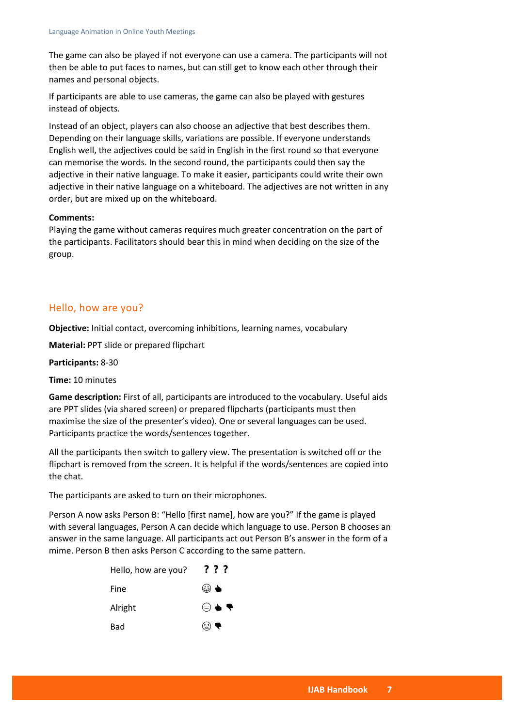The game can also be played if not everyone can use a camera. The participants will not then be able to put faces to names, but can still get to know each other through their names and personal objects.

If participants are able to use cameras, the game can also be played with gestures instead of objects.

Instead of an object, players can also choose an adjective that best describes them. Depending on their language skills, variations are possible. If everyone understands English well, the adjectives could be said in English in the first round so that everyone can memorise the words. In the second round, the participants could then say the adjective in their native language. To make it easier, participants could write their own adjective in their native language on a whiteboard. The adjectives are not written in any order, but are mixed up on the whiteboard.

**Comments:**
Playing the game without cameras requires much greater concentration on the part of the participants. Facilitators should bear this in mind when deciding on the size of the group.

## Hello, how are you?

**Objective:** Initial contact, overcoming inhibitions, learning names, vocabulary

**Material:** PPT slide or prepared flipchart

**Participants:** 8-30

**Time:** 10 minutes

**Game description:** First of all, participants are introduced to the vocabulary. Useful aids are PPT slides (via shared screen) or prepared flipcharts (participants must then maximise the size of the presenter's video). One or several languages can be used. Participants practice the words/sentences together.

All the participants then switch to gallery view. The presentation is switched off or the flipchart is removed from the screen. It is helpful if the words/sentences are copied into the chat.

The participants are asked to turn on their microphones.

Person A now asks Person B: "Hello [first name], how are you?" If the game is played with several languages, Person A can decide which language to use. Person B chooses an answer in the same language. All participants act out Person B's answer in the form of a mime. Person B then asks Person C according to the same pattern.

| Hello, how are you? | ? ? ? |
|---|---|
| Fine | 😀 👍 |
| Alright | 😑 👍 👎 |
| Bad | ☹ 👎 |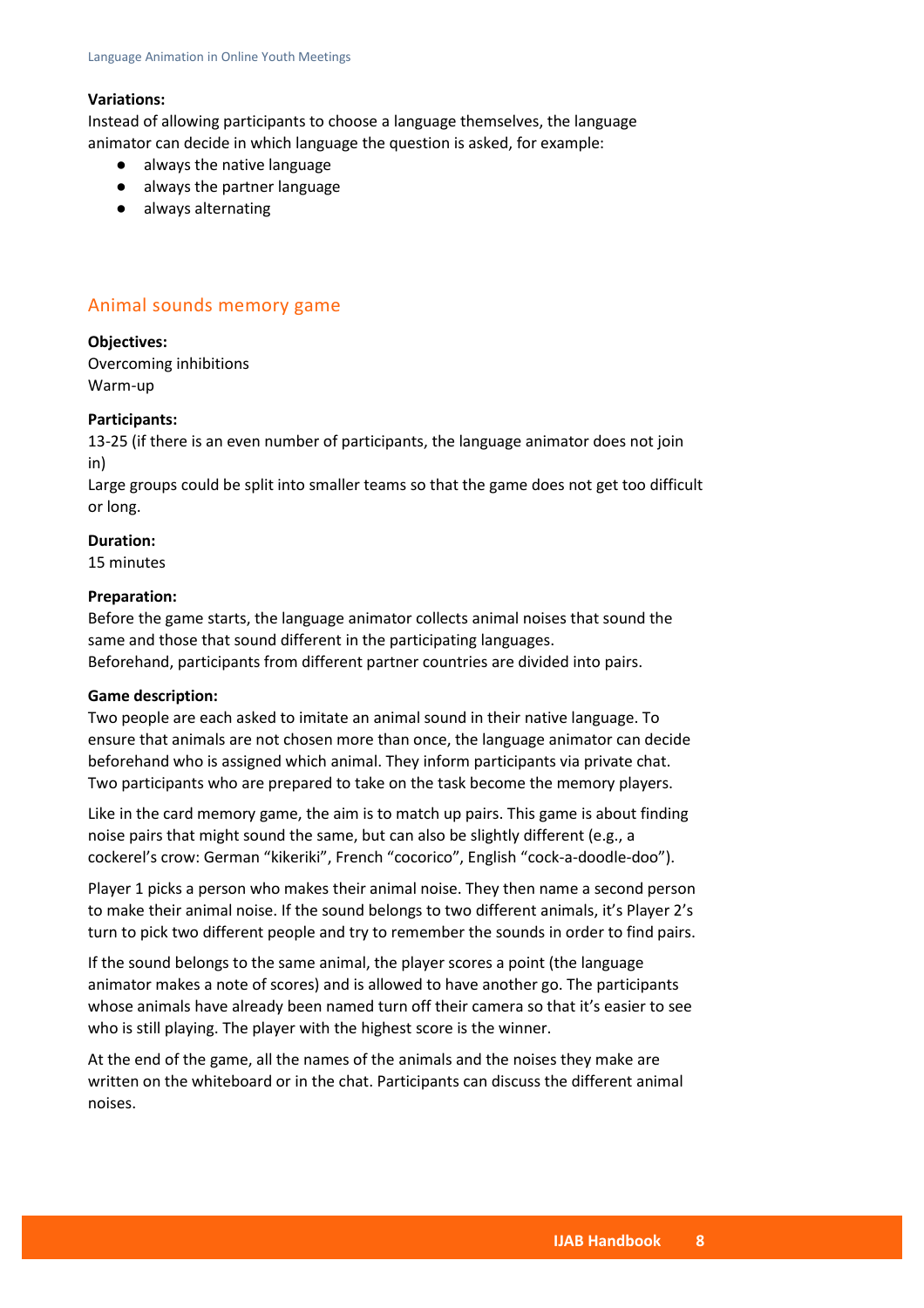**Variations:**
Instead of allowing participants to choose a language themselves, the language animator can decide in which language the question is asked, for example:

- always the native language
- always the partner language
- always alternating

## Animal sounds memory game

**Objectives:**
Overcoming inhibitions
Warm-up

**Participants:**
13-25 (if there is an even number of participants, the language animator does not join in)
Large groups could be split into smaller teams so that the game does not get too difficult or long.

**Duration:**
15 minutes

**Preparation:**
Before the game starts, the language animator collects animal noises that sound the same and those that sound different in the participating languages.
Beforehand, participants from different partner countries are divided into pairs.

**Game description:**
Two people are each asked to imitate an animal sound in their native language. To ensure that animals are not chosen more than once, the language animator can decide beforehand who is assigned which animal. They inform participants via private chat. Two participants who are prepared to take on the task become the memory players.

Like in the card memory game, the aim is to match up pairs. This game is about finding noise pairs that might sound the same, but can also be slightly different (e.g., a cockerel's crow: German "kikeriki", French "cocorico", English "cock-a-doodle-doo").

Player 1 picks a person who makes their animal noise. They then name a second person to make their animal noise. If the sound belongs to two different animals, it's Player 2's turn to pick two different people and try to remember the sounds in order to find pairs.

If the sound belongs to the same animal, the player scores a point (the language animator makes a note of scores) and is allowed to have another go. The participants whose animals have already been named turn off their camera so that it's easier to see who is still playing. The player with the highest score is the winner.

At the end of the game, all the names of the animals and the noises they make are written on the whiteboard or in the chat. Participants can discuss the different animal noises.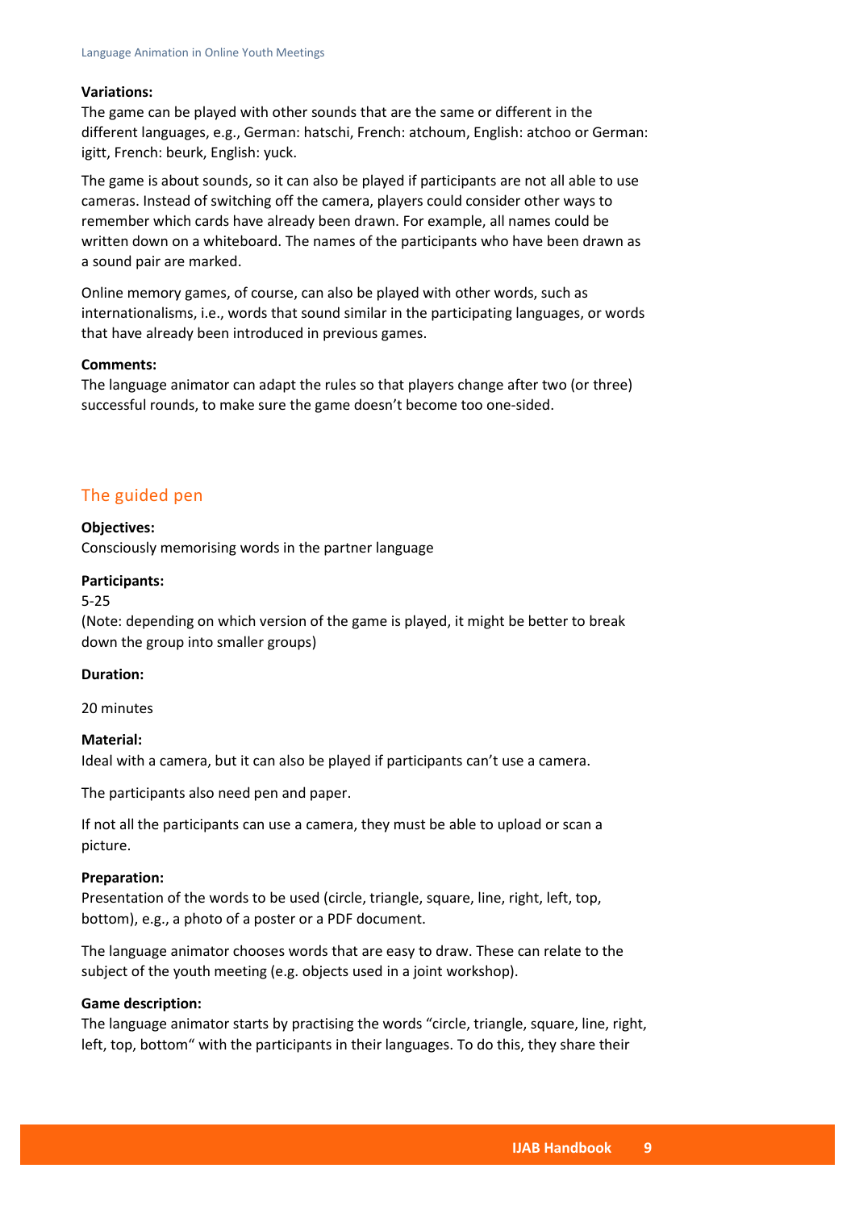**Variations:**
The game can be played with other sounds that are the same or different in the different languages, e.g., German: hatschi, French: atchoum, English: atchoo or German: igitt, French: beurk, English: yuck.

The game is about sounds, so it can also be played if participants are not all able to use cameras. Instead of switching off the camera, players could consider other ways to remember which cards have already been drawn. For example, all names could be written down on a whiteboard. The names of the participants who have been drawn as a sound pair are marked.

Online memory games, of course, can also be played with other words, such as internationalisms, i.e., words that sound similar in the participating languages, or words that have already been introduced in previous games.

**Comments:**
The language animator can adapt the rules so that players change after two (or three) successful rounds, to make sure the game doesn't become too one-sided.

## The guided pen

**Objectives:**
Consciously memorising words in the partner language

**Participants:**
5-25
(Note: depending on which version of the game is played, it might be better to break down the group into smaller groups)

**Duration:**

20 minutes

**Material:**
Ideal with a camera, but it can also be played if participants can't use a camera.

The participants also need pen and paper.

If not all the participants can use a camera, they must be able to upload or scan a picture.

**Preparation:**
Presentation of the words to be used (circle, triangle, square, line, right, left, top, bottom), e.g., a photo of a poster or a PDF document.

The language animator chooses words that are easy to draw. These can relate to the subject of the youth meeting (e.g. objects used in a joint workshop).

**Game description:**
The language animator starts by practising the words "circle, triangle, square, line, right, left, top, bottom" with the participants in their languages. To do this, they share their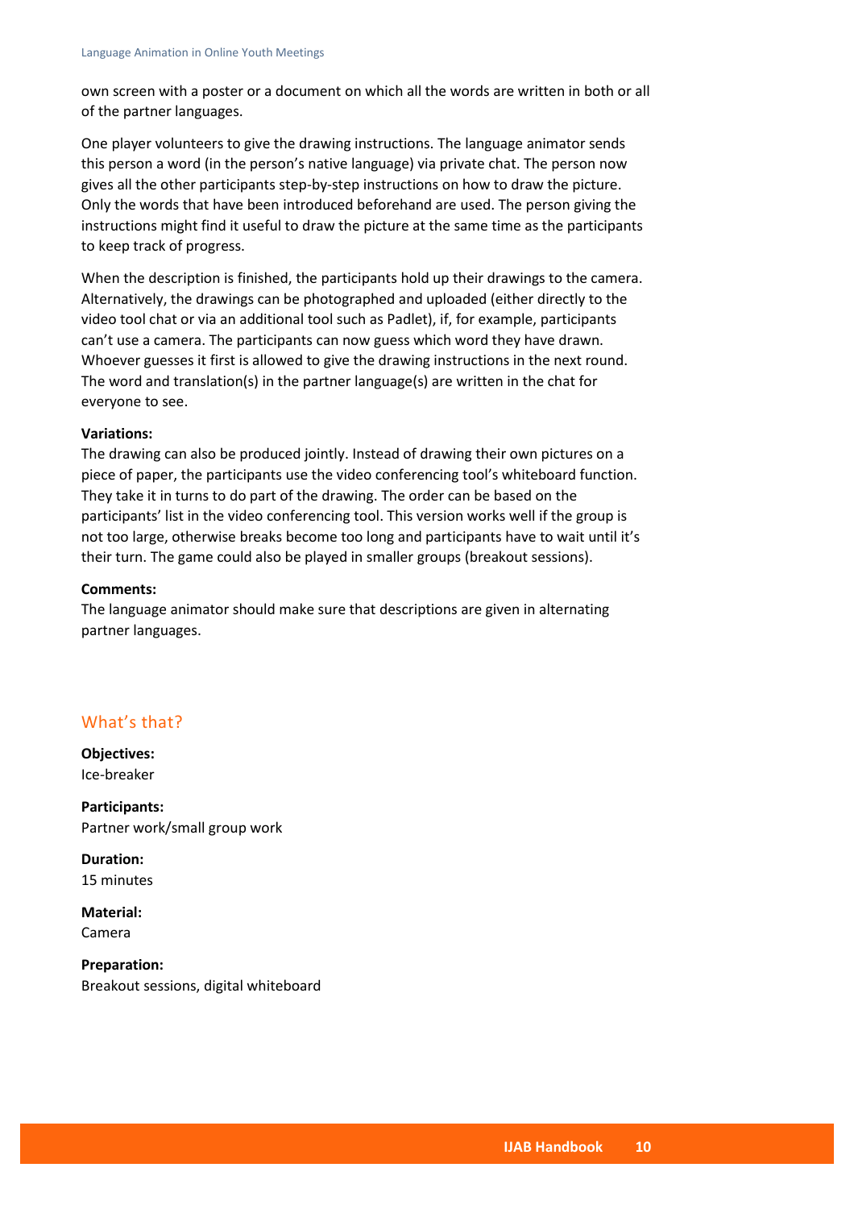own screen with a poster or a document on which all the words are written in both or all of the partner languages.

One player volunteers to give the drawing instructions. The language animator sends this person a word (in the person's native language) via private chat. The person now gives all the other participants step-by-step instructions on how to draw the picture. Only the words that have been introduced beforehand are used. The person giving the instructions might find it useful to draw the picture at the same time as the participants to keep track of progress.

When the description is finished, the participants hold up their drawings to the camera. Alternatively, the drawings can be photographed and uploaded (either directly to the video tool chat or via an additional tool such as Padlet), if, for example, participants can't use a camera. The participants can now guess which word they have drawn. Whoever guesses it first is allowed to give the drawing instructions in the next round. The word and translation(s) in the partner language(s) are written in the chat for everyone to see.

**Variations:**
The drawing can also be produced jointly. Instead of drawing their own pictures on a piece of paper, the participants use the video conferencing tool's whiteboard function. They take it in turns to do part of the drawing. The order can be based on the participants' list in the video conferencing tool. This version works well if the group is not too large, otherwise breaks become too long and participants have to wait until it's their turn. The game could also be played in smaller groups (breakout sessions).

**Comments:**
The language animator should make sure that descriptions are given in alternating partner languages.

## What's that?

**Objectives:**
Ice-breaker

**Participants:**
Partner work/small group work

**Duration:**
15 minutes

**Material:**
Camera

**Preparation:**
Breakout sessions, digital whiteboard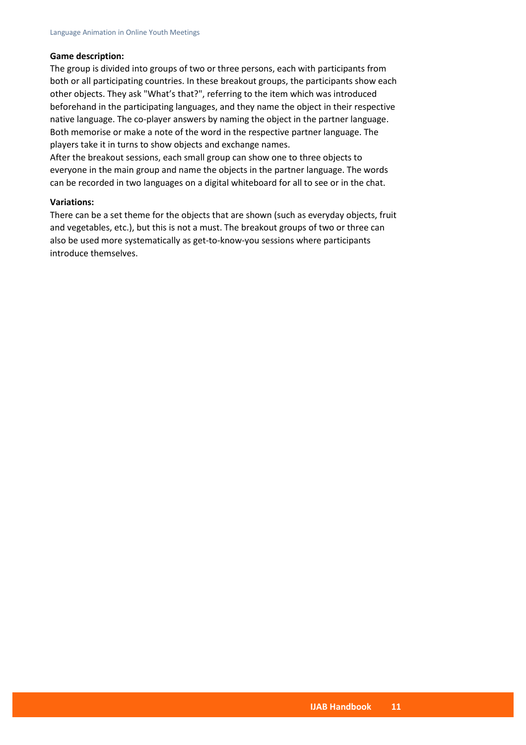**Game description:**

The group is divided into groups of two or three persons, each with participants from both or all participating countries. In these breakout groups, the participants show each other objects. They ask "What's that?", referring to the item which was introduced beforehand in the participating languages, and they name the object in their respective native language. The co-player answers by naming the object in the partner language. Both memorise or make a note of the word in the respective partner language. The players take it in turns to show objects and exchange names.

After the breakout sessions, each small group can show one to three objects to everyone in the main group and name the objects in the partner language. The words can be recorded in two languages on a digital whiteboard for all to see or in the chat.

**Variations:**

There can be a set theme for the objects that are shown (such as everyday objects, fruit and vegetables, etc.), but this is not a must. The breakout groups of two or three can also be used more systematically as get-to-know-you sessions where participants introduce themselves.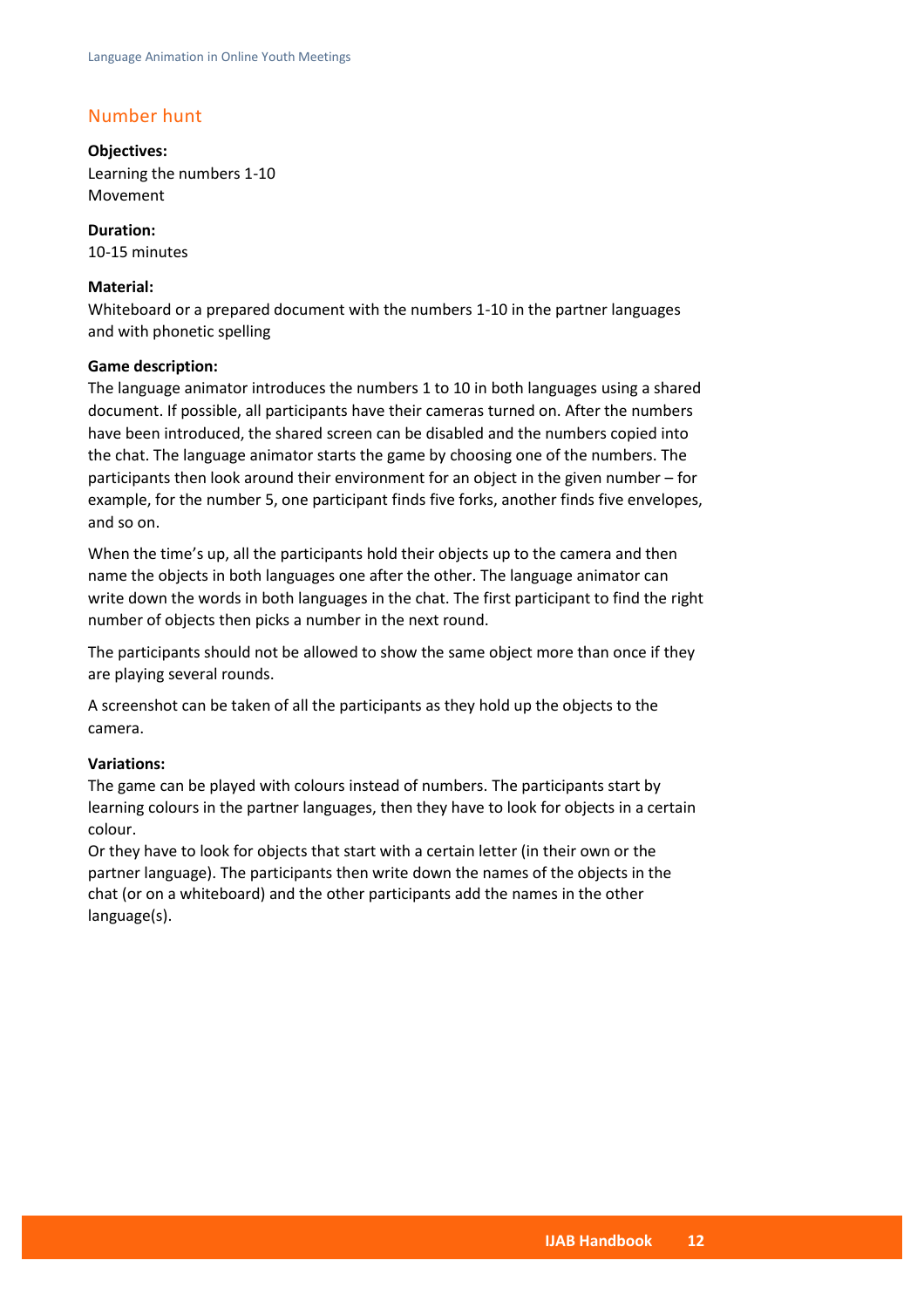## Number hunt

**Objectives:**
Learning the numbers 1-10
Movement

**Duration:**
10-15 minutes

**Material:**
Whiteboard or a prepared document with the numbers 1-10 in the partner languages and with phonetic spelling

**Game description:**
The language animator introduces the numbers 1 to 10 in both languages using a shared document. If possible, all participants have their cameras turned on. After the numbers have been introduced, the shared screen can be disabled and the numbers copied into the chat. The language animator starts the game by choosing one of the numbers. The participants then look around their environment for an object in the given number – for example, for the number 5, one participant finds five forks, another finds five envelopes, and so on.

When the time's up, all the participants hold their objects up to the camera and then name the objects in both languages one after the other. The language animator can write down the words in both languages in the chat. The first participant to find the right number of objects then picks a number in the next round.

The participants should not be allowed to show the same object more than once if they are playing several rounds.

A screenshot can be taken of all the participants as they hold up the objects to the camera.

**Variations:**
The game can be played with colours instead of numbers. The participants start by learning colours in the partner languages, then they have to look for objects in a certain colour.
Or they have to look for objects that start with a certain letter (in their own or the partner language). The participants then write down the names of the objects in the chat (or on a whiteboard) and the other participants add the names in the other language(s).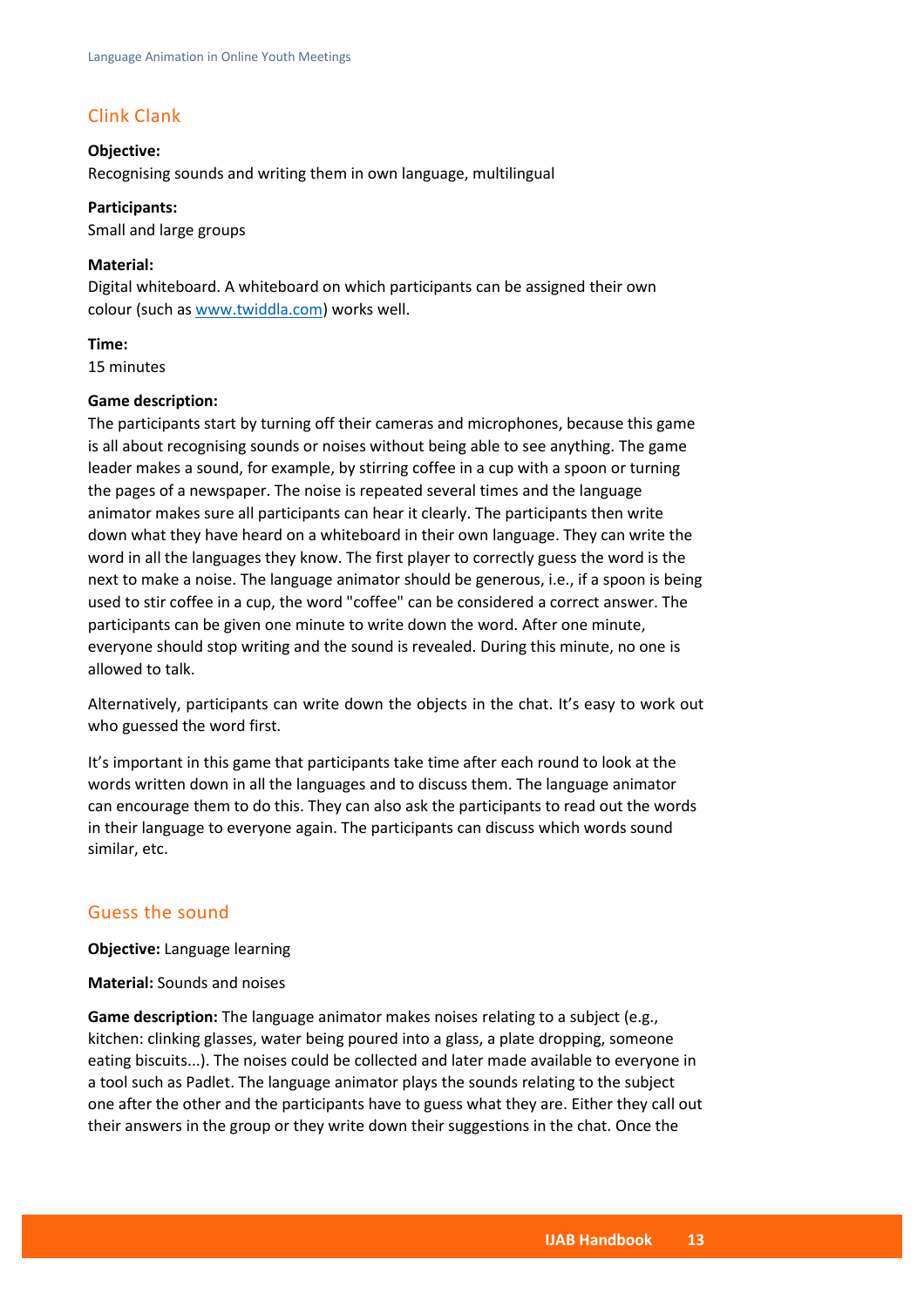## Clink Clank

**Objective:**
Recognising sounds and writing them in own language, multilingual

**Participants:**
Small and large groups

**Material:**
Digital whiteboard. A whiteboard on which participants can be assigned their own colour (such as [www.twiddla.com](www.twiddla.com)) works well.

**Time:**
15 minutes

**Game description:**
The participants start by turning off their cameras and microphones, because this game is all about recognising sounds or noises without being able to see anything. The game leader makes a sound, for example, by stirring coffee in a cup with a spoon or turning the pages of a newspaper. The noise is repeated several times and the language animator makes sure all participants can hear it clearly. The participants then write down what they have heard on a whiteboard in their own language. They can write the word in all the languages they know. The first player to correctly guess the word is the next to make a noise. The language animator should be generous, i.e., if a spoon is being used to stir coffee in a cup, the word "coffee" can be considered a correct answer. The participants can be given one minute to write down the word. After one minute, everyone should stop writing and the sound is revealed. During this minute, no one is allowed to talk.

Alternatively, participants can write down the objects in the chat. It's easy to work out who guessed the word first.

It's important in this game that participants take time after each round to look at the words written down in all the languages and to discuss them. The language animator can encourage them to do this. They can also ask the participants to read out the words in their language to everyone again. The participants can discuss which words sound similar, etc.

## Guess the sound

**Objective:** Language learning

**Material:** Sounds and noises

**Game description:** The language animator makes noises relating to a subject (e.g., kitchen: clinking glasses, water being poured into a glass, a plate dropping, someone eating biscuits...). The noises could be collected and later made available to everyone in a tool such as Padlet. The language animator plays the sounds relating to the subject one after the other and the participants have to guess what they are. Either they call out their answers in the group or they write down their suggestions in the chat. Once the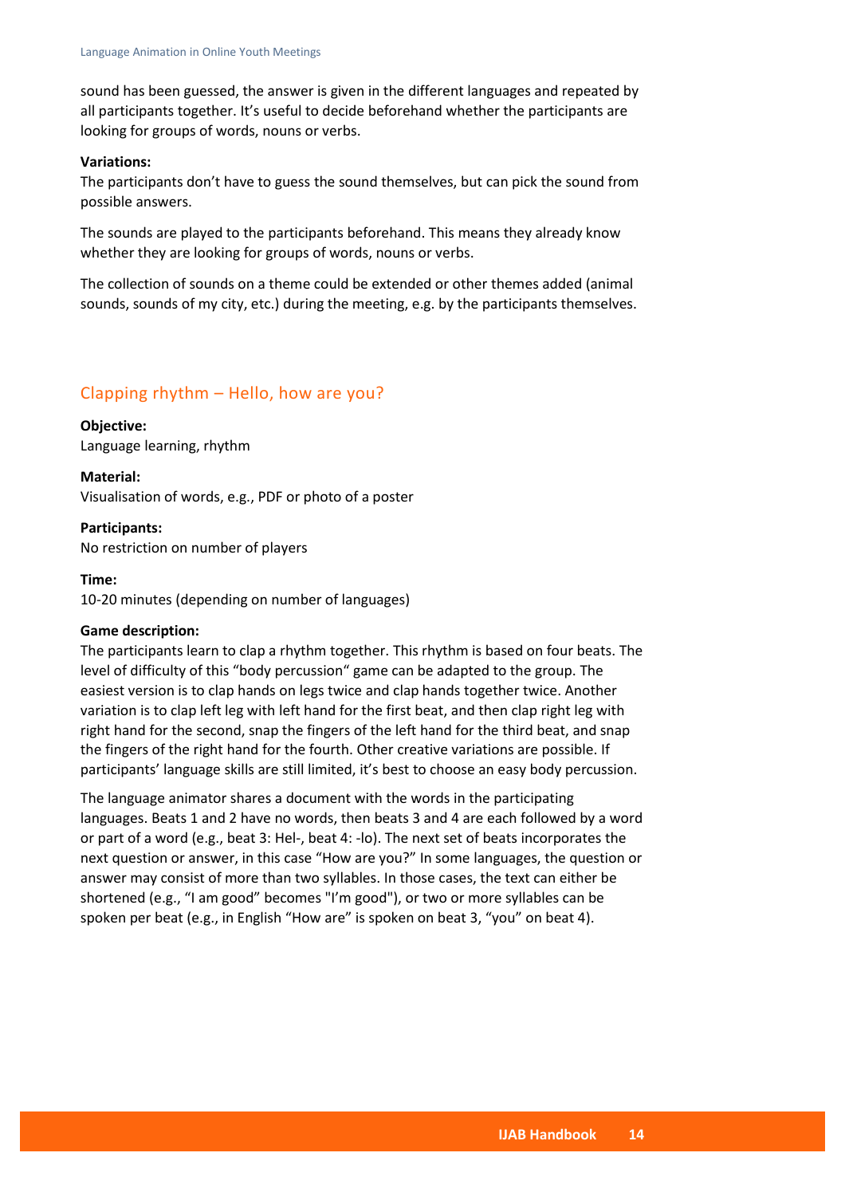sound has been guessed, the answer is given in the different languages and repeated by all participants together. It's useful to decide beforehand whether the participants are looking for groups of words, nouns or verbs.

**Variations:**
The participants don't have to guess the sound themselves, but can pick the sound from possible answers.

The sounds are played to the participants beforehand. This means they already know whether they are looking for groups of words, nouns or verbs.

The collection of sounds on a theme could be extended or other themes added (animal sounds, sounds of my city, etc.) during the meeting, e.g. by the participants themselves.

## Clapping rhythm – Hello, how are you?

**Objective:**
Language learning, rhythm

**Material:**
Visualisation of words, e.g., PDF or photo of a poster

**Participants:**
No restriction on number of players

**Time:**
10-20 minutes (depending on number of languages)

**Game description:**
The participants learn to clap a rhythm together. This rhythm is based on four beats. The level of difficulty of this "body percussion" game can be adapted to the group. The easiest version is to clap hands on legs twice and clap hands together twice. Another variation is to clap left leg with left hand for the first beat, and then clap right leg with right hand for the second, snap the fingers of the left hand for the third beat, and snap the fingers of the right hand for the fourth. Other creative variations are possible. If participants' language skills are still limited, it's best to choose an easy body percussion.

The language animator shares a document with the words in the participating languages. Beats 1 and 2 have no words, then beats 3 and 4 are each followed by a word or part of a word (e.g., beat 3: Hel-, beat 4: -lo). The next set of beats incorporates the next question or answer, in this case "How are you?" In some languages, the question or answer may consist of more than two syllables. In those cases, the text can either be shortened (e.g., "I am good" becomes "I'm good"), or two or more syllables can be spoken per beat (e.g., in English "How are" is spoken on beat 3, "you" on beat 4).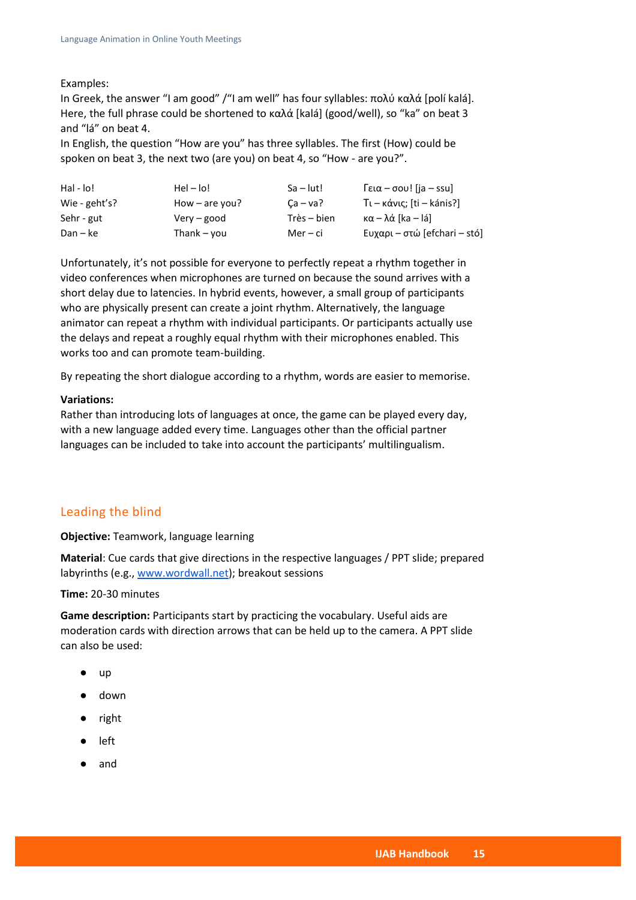Examples:
In Greek, the answer "I am good" /"I am well" has four syllables: πολύ καλά [polí kalá]. Here, the full phrase could be shortened to καλά [kalá] (good/well), so "ka" on beat 3 and "lá" on beat 4.
In English, the question "How are you" has three syllables. The first (How) could be spoken on beat 3, the next two (are you) on beat 4, so "How - are you?".

| | | | |
|---|---|---|---|
| Hal - lo! | Hel – lo! | Sa – lut! | Γεια – σου! [ja – ssu] |
| Wie - geht's? | How – are you? | Ça – va? | Τι – κάνις; [ti – kánis?] |
| Sehr - gut | Very – good | Très – bien | κα – λά [ka – lá] |
| Dan – ke | Thank – you | Mer – ci | Ευχαρι – στώ [efchari – stó] |

Unfortunately, it's not possible for everyone to perfectly repeat a rhythm together in video conferences when microphones are turned on because the sound arrives with a short delay due to latencies. In hybrid events, however, a small group of participants who are physically present can create a joint rhythm. Alternatively, the language animator can repeat a rhythm with individual participants. Or participants actually use the delays and repeat a roughly equal rhythm with their microphones enabled. This works too and can promote team-building.

By repeating the short dialogue according to a rhythm, words are easier to memorise.

**Variations:**
Rather than introducing lots of languages at once, the game can be played every day, with a new language added every time. Languages other than the official partner languages can be included to take into account the participants' multilingualism.

## Leading the blind

**Objective:** Teamwork, language learning

**Material**: Cue cards that give directions in the respective languages / PPT slide; prepared labyrinths (e.g., www.wordwall.net); breakout sessions

**Time:** 20-30 minutes

**Game description:** Participants start by practicing the vocabulary. Useful aids are moderation cards with direction arrows that can be held up to the camera. A PPT slide can also be used:

- up
- down
- right
- left
- and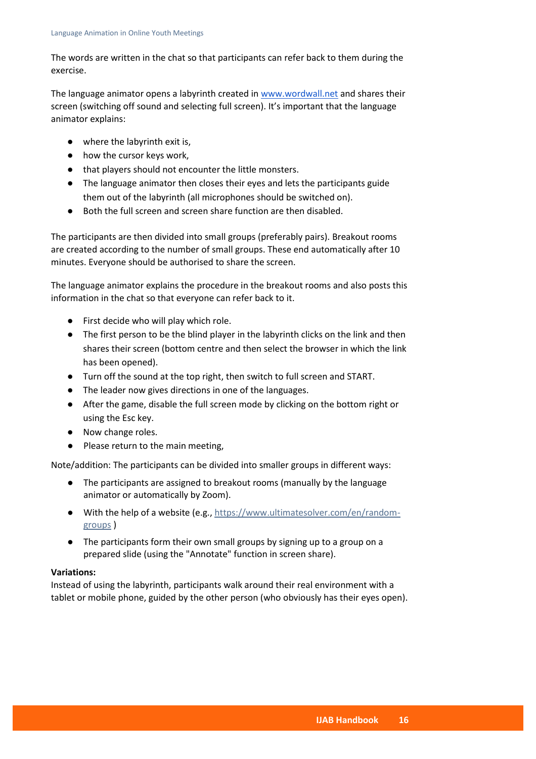The words are written in the chat so that participants can refer back to them during the exercise.

The language animator opens a labyrinth created in www.wordwall.net and shares their screen (switching off sound and selecting full screen). It's important that the language animator explains:

- where the labyrinth exit is,
- how the cursor keys work,
- that players should not encounter the little monsters.
- The language animator then closes their eyes and lets the participants guide them out of the labyrinth (all microphones should be switched on).
- Both the full screen and screen share function are then disabled.

The participants are then divided into small groups (preferably pairs). Breakout rooms are created according to the number of small groups. These end automatically after 10 minutes. Everyone should be authorised to share the screen.

The language animator explains the procedure in the breakout rooms and also posts this information in the chat so that everyone can refer back to it.

- First decide who will play which role.
- The first person to be the blind player in the labyrinth clicks on the link and then shares their screen (bottom centre and then select the browser in which the link has been opened).
- Turn off the sound at the top right, then switch to full screen and START.
- The leader now gives directions in one of the languages.
- After the game, disable the full screen mode by clicking on the bottom right or using the Esc key.
- Now change roles.
- Please return to the main meeting,

Note/addition: The participants can be divided into smaller groups in different ways:

- The participants are assigned to breakout rooms (manually by the language animator or automatically by Zoom).
- With the help of a website (e.g., https://www.ultimatesolver.com/en/random-groups )
- The participants form their own small groups by signing up to a group on a prepared slide (using the "Annotate" function in screen share).

**Variations:**
Instead of using the labyrinth, participants walk around their real environment with a tablet or mobile phone, guided by the other person (who obviously has their eyes open).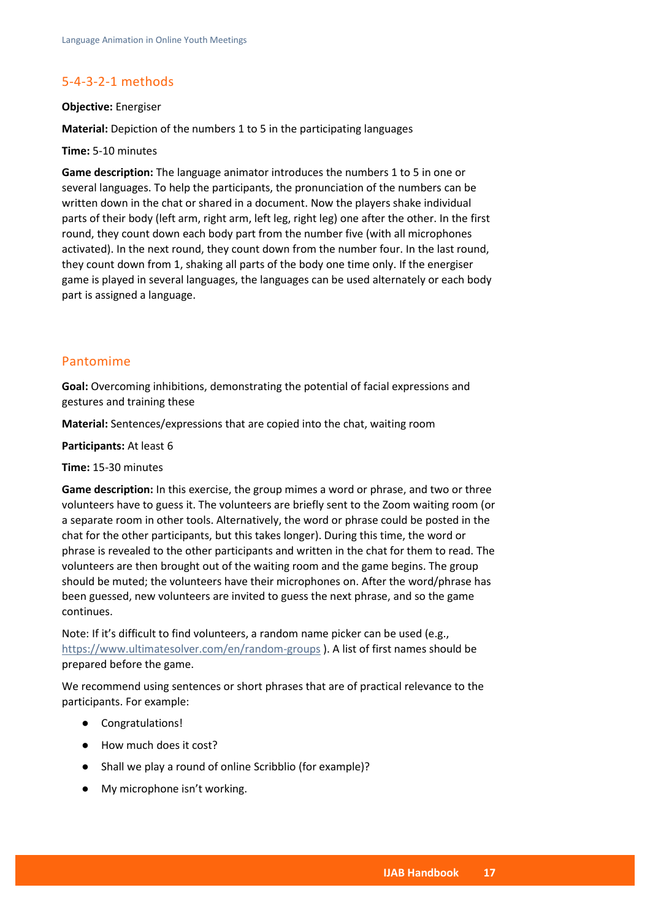## 5-4-3-2-1 methods

**Objective:** Energiser

**Material:** Depiction of the numbers 1 to 5 in the participating languages

**Time:** 5-10 minutes

**Game description:** The language animator introduces the numbers 1 to 5 in one or several languages. To help the participants, the pronunciation of the numbers can be written down in the chat or shared in a document. Now the players shake individual parts of their body (left arm, right arm, left leg, right leg) one after the other. In the first round, they count down each body part from the number five (with all microphones activated). In the next round, they count down from the number four. In the last round, they count down from 1, shaking all parts of the body one time only. If the energiser game is played in several languages, the languages can be used alternately or each body part is assigned a language.

## Pantomime

**Goal:** Overcoming inhibitions, demonstrating the potential of facial expressions and gestures and training these

**Material:** Sentences/expressions that are copied into the chat, waiting room

**Participants:** At least 6

**Time:** 15-30 minutes

**Game description:** In this exercise, the group mimes a word or phrase, and two or three volunteers have to guess it. The volunteers are briefly sent to the Zoom waiting room (or a separate room in other tools. Alternatively, the word or phrase could be posted in the chat for the other participants, but this takes longer). During this time, the word or phrase is revealed to the other participants and written in the chat for them to read. The volunteers are then brought out of the waiting room and the game begins. The group should be muted; the volunteers have their microphones on. After the word/phrase has been guessed, new volunteers are invited to guess the next phrase, and so the game continues.

Note: If it's difficult to find volunteers, a random name picker can be used (e.g., https://www.ultimatesolver.com/en/random-groups ). A list of first names should be prepared before the game.

We recommend using sentences or short phrases that are of practical relevance to the participants. For example:

- Congratulations!
- How much does it cost?
- Shall we play a round of online Scribblio (for example)?
- My microphone isn't working.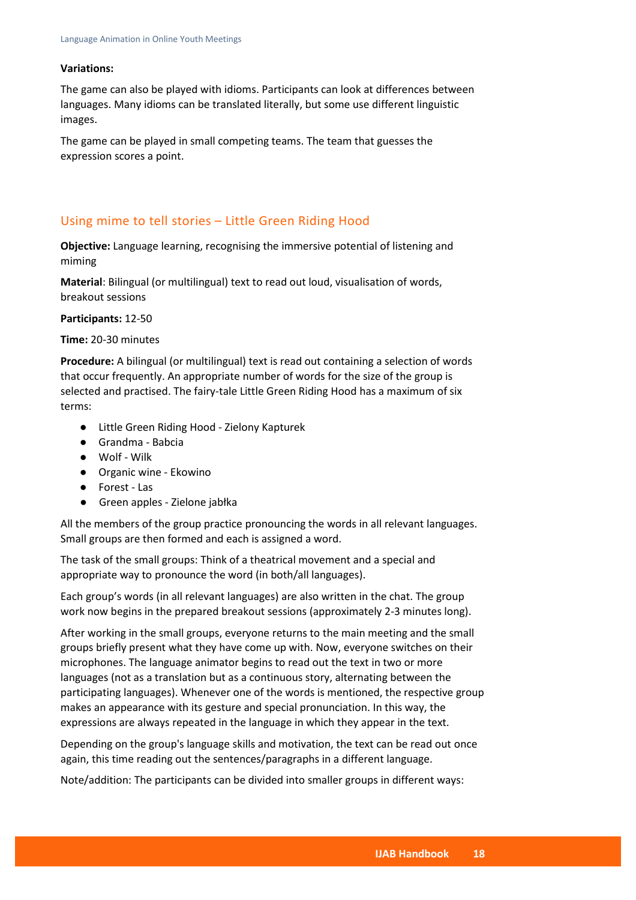**Variations:**

The game can also be played with idioms. Participants can look at differences between languages. Many idioms can be translated literally, but some use different linguistic images.

The game can be played in small competing teams. The team that guesses the expression scores a point.

## Using mime to tell stories – Little Green Riding Hood

**Objective:** Language learning, recognising the immersive potential of listening and miming

**Material**: Bilingual (or multilingual) text to read out loud, visualisation of words, breakout sessions

**Participants:** 12-50

**Time:** 20-30 minutes

**Procedure:** A bilingual (or multilingual) text is read out containing a selection of words that occur frequently. An appropriate number of words for the size of the group is selected and practised. The fairy-tale Little Green Riding Hood has a maximum of six terms:

- Little Green Riding Hood - Zielony Kapturek
- Grandma - Babcia
- Wolf - Wilk
- Organic wine - Ekowino
- Forest - Las
- Green apples - Zielone jabłka

All the members of the group practice pronouncing the words in all relevant languages. Small groups are then formed and each is assigned a word.

The task of the small groups: Think of a theatrical movement and a special and appropriate way to pronounce the word (in both/all languages).

Each group's words (in all relevant languages) are also written in the chat. The group work now begins in the prepared breakout sessions (approximately 2-3 minutes long).

After working in the small groups, everyone returns to the main meeting and the small groups briefly present what they have come up with. Now, everyone switches on their microphones. The language animator begins to read out the text in two or more languages (not as a translation but as a continuous story, alternating between the participating languages). Whenever one of the words is mentioned, the respective group makes an appearance with its gesture and special pronunciation. In this way, the expressions are always repeated in the language in which they appear in the text.

Depending on the group's language skills and motivation, the text can be read out once again, this time reading out the sentences/paragraphs in a different language.

Note/addition: The participants can be divided into smaller groups in different ways: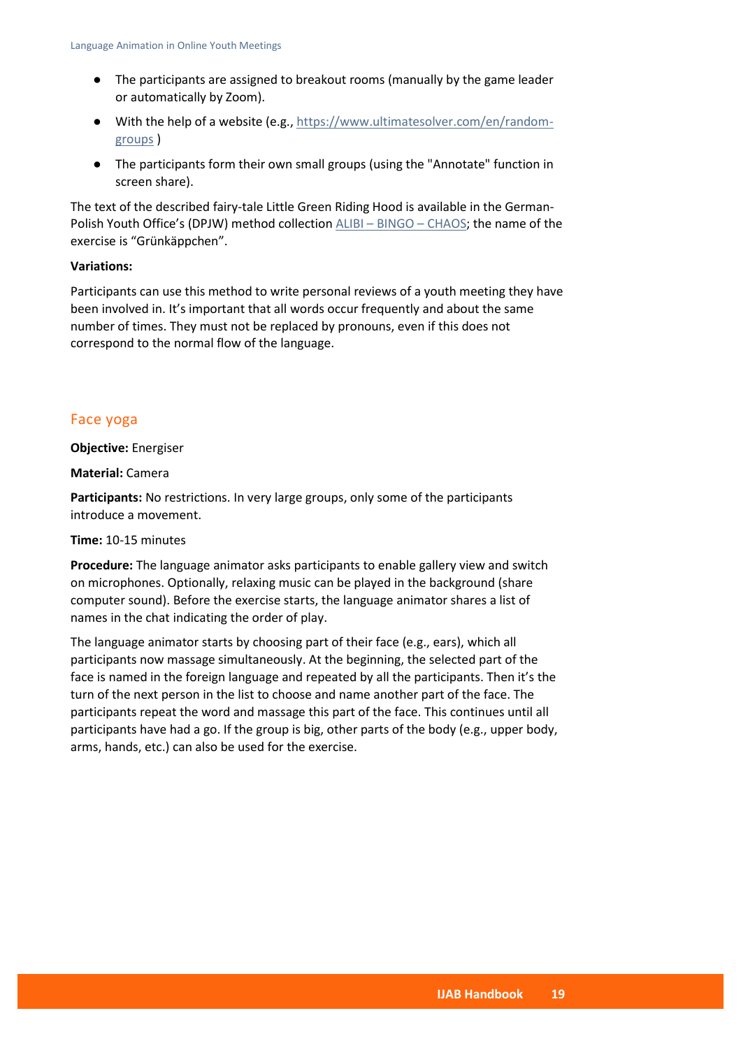- The participants are assigned to breakout rooms (manually by the game leader or automatically by Zoom).
- With the help of a website (e.g., [https://www.ultimatesolver.com/en/random-groups](https://www.ultimatesolver.com/en/random-groups) )
- The participants form their own small groups (using the "Annotate" function in screen share).

The text of the described fairy-tale Little Green Riding Hood is available in the German-Polish Youth Office's (DPJW) method collection ALIBI – BINGO – CHAOS; the name of the exercise is "Grünkäppchen".

**Variations:**

Participants can use this method to write personal reviews of a youth meeting they have been involved in. It's important that all words occur frequently and about the same number of times. They must not be replaced by pronouns, even if this does not correspond to the normal flow of the language.

## Face yoga

**Objective:** Energiser

**Material:** Camera

**Participants:** No restrictions. In very large groups, only some of the participants introduce a movement.

**Time:** 10-15 minutes

**Procedure:** The language animator asks participants to enable gallery view and switch on microphones. Optionally, relaxing music can be played in the background (share computer sound). Before the exercise starts, the language animator shares a list of names in the chat indicating the order of play.

The language animator starts by choosing part of their face (e.g., ears), which all participants now massage simultaneously. At the beginning, the selected part of the face is named in the foreign language and repeated by all the participants. Then it's the turn of the next person in the list to choose and name another part of the face. The participants repeat the word and massage this part of the face. This continues until all participants have had a go. If the group is big, other parts of the body (e.g., upper body, arms, hands, etc.) can also be used for the exercise.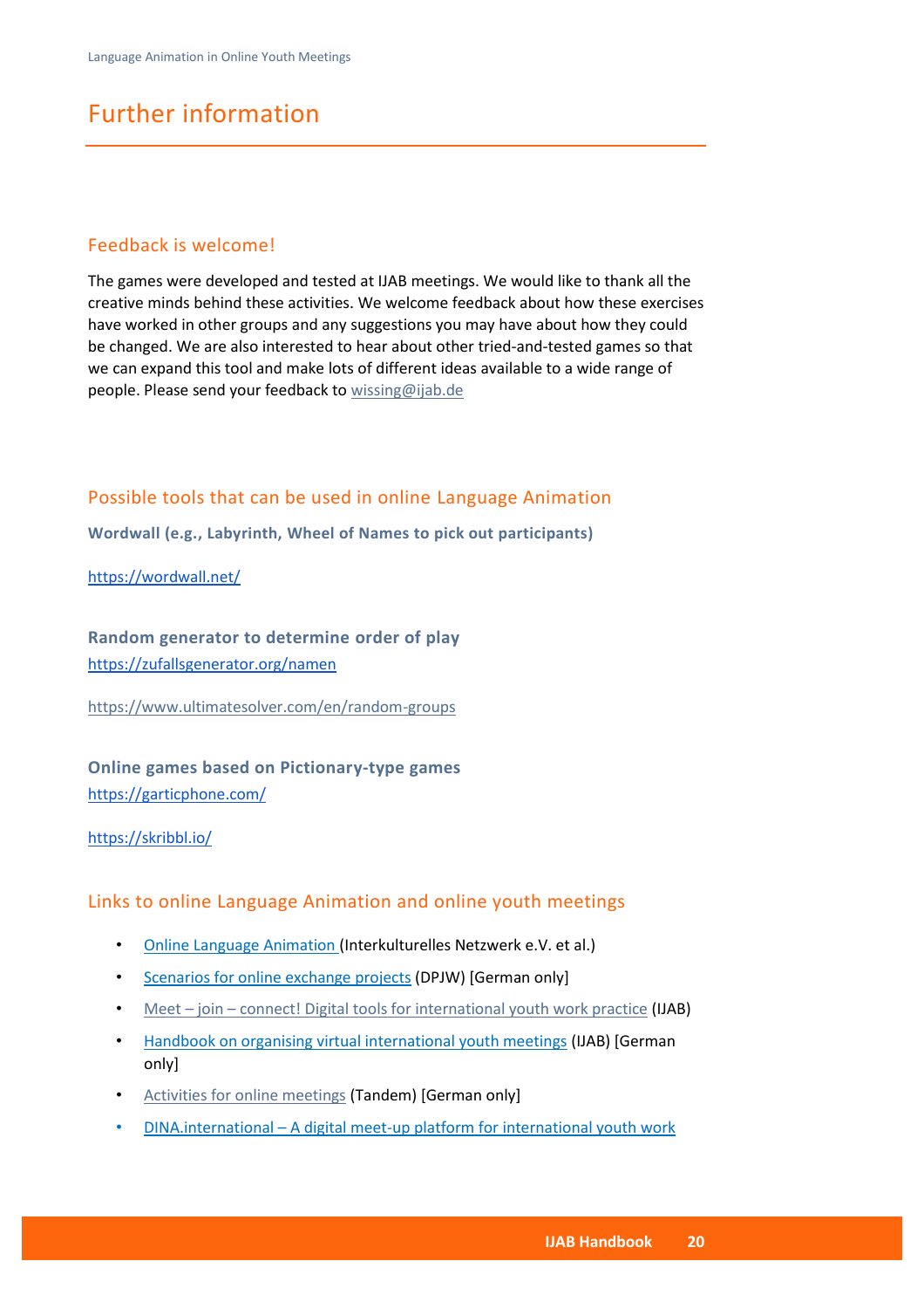# Further information

## Feedback is welcome!

The games were developed and tested at IJAB meetings. We would like to thank all the creative minds behind these activities. We welcome feedback about how these exercises have worked in other groups and any suggestions you may have about how they could be changed. We are also interested to hear about other tried-and-tested games so that we can expand this tool and make lots of different ideas available to a wide range of people. Please send your feedback to wissing@ijab.de

## Possible tools that can be used in online Language Animation

**Wordwall (e.g., Labyrinth, Wheel of Names to pick out participants)**

https://wordwall.net/

**Random generator to determine order of play**

https://zufallsgenerator.org/namen

https://www.ultimatesolver.com/en/random-groups

**Online games based on Pictionary-type games**

https://garticphone.com/

https://skribbl.io/

## Links to online Language Animation and online youth meetings

- Online Language Animation (Interkulturelles Netzwerk e.V. et al.)
- Scenarios for online exchange projects (DPJW) [German only]
- Meet – join – connect! Digital tools for international youth work practice (IJAB)
- Handbook on organising virtual international youth meetings (IJAB) [German only]
- Activities for online meetings (Tandem) [German only]
- DINA.international – A digital meet-up platform for international youth work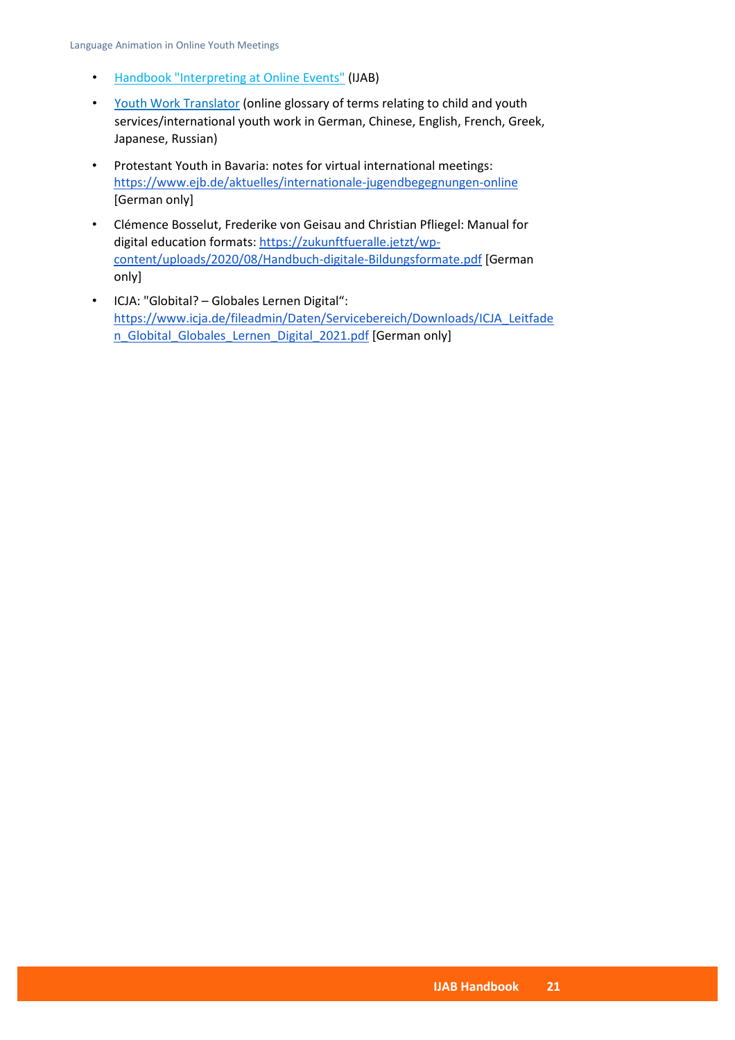- Handbook "Interpreting at Online Events" (IJAB)
- Youth Work Translator (online glossary of terms relating to child and youth services/international youth work in German, Chinese, English, French, Greek, Japanese, Russian)
- Protestant Youth in Bavaria: notes for virtual international meetings: https://www.ejb.de/aktuelles/internationale-jugendbegegnungen-online [German only]
- Clémence Bosselut, Frederike von Geisau and Christian Pfliegel: Manual for digital education formats: https://zukunftfueralle.jetzt/wp-content/uploads/2020/08/Handbuch-digitale-Bildungsformate.pdf [German only]
- ICJA: "Globital? – Globales Lernen Digital“: https://www.icja.de/fileadmin/Daten/Servicebereich/Downloads/ICJA_Leitfaden_Globital_Globales_Lernen_Digital_2021.pdf [German only]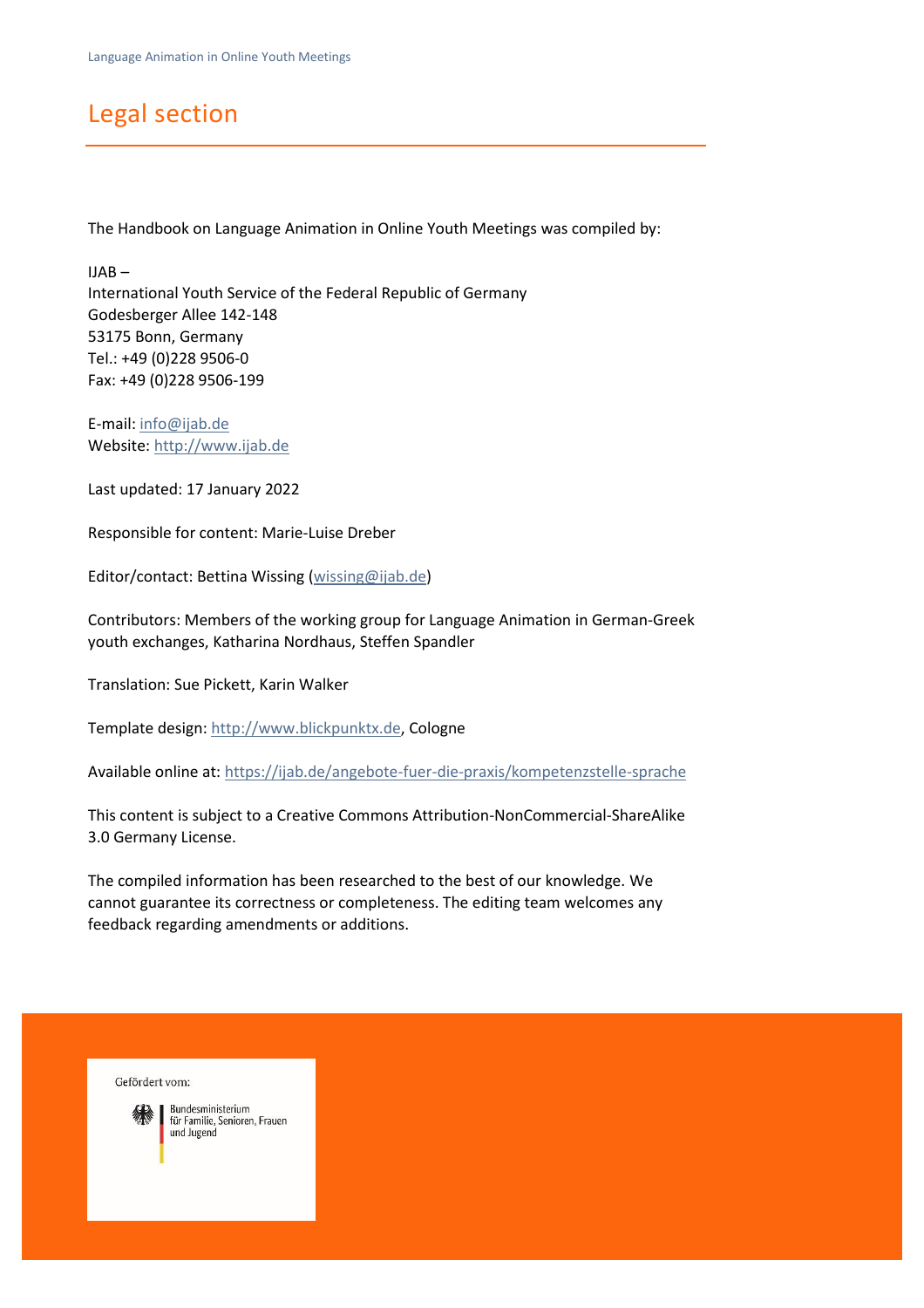# Legal section

The Handbook on Language Animation in Online Youth Meetings was compiled by:

IJAB –
International Youth Service of the Federal Republic of Germany
Godesberger Allee 142-148
53175 Bonn, Germany
Tel.: +49 (0)228 9506-0
Fax: +49 (0)228 9506-199

E-mail: info@ijab.de
Website: http://www.ijab.de

Last updated: 17 January 2022

Responsible for content: Marie-Luise Dreber

Editor/contact: Bettina Wissing (wissing@ijab.de)

Contributors: Members of the working group for Language Animation in German-Greek youth exchanges, Katharina Nordhaus, Steffen Spandler

Translation: Sue Pickett, Karin Walker

Template design: http://www.blickpunktx.de, Cologne

Available online at: https://ijab.de/angebote-fuer-die-praxis/kompetenzstelle-sprache

This content is subject to a Creative Commons Attribution-NonCommercial-ShareAlike 3.0 Germany License.

The compiled information has been researched to the best of our knowledge. We cannot guarantee its correctness or completeness. The editing team welcomes any feedback regarding amendments or additions.

Gefördert vom:

Bundesministerium für Familie, Senioren, Frauen und Jugend